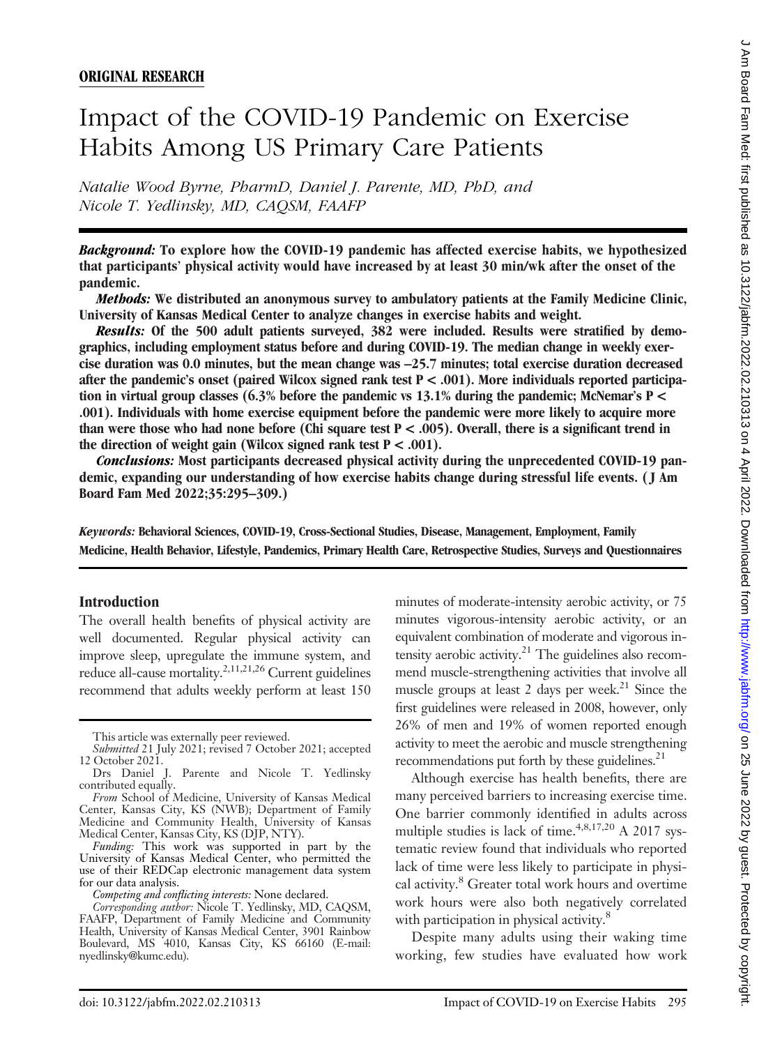**ORIGINAL RESEARCH**

# Impact of the COVID-19 Pandemic on Exercise Habits Among US Primary Care Patients

*Natalie Wood Byrne, PharmD, Daniel J. Parente, MD, PhD, and Nicole T. Yedlinsky, MD, CAQSM, FAAFP*

***Background:*** **To explore how the COVID-19 pandemic has affected exercise habits, we hypothesized that participants' physical activity would have increased by at least 30 min/wk after the onset of the pandemic.**

***Methods:*** **We distributed an anonymous survey to ambulatory patients at the Family Medicine Clinic, University of Kansas Medical Center to analyze changes in exercise habits and weight.**

***Results:*** **Of the 500 adult patients surveyed, 382 were included. Results were stratified by demographics, including employment status before and during COVID-19. The median change in weekly exercise duration was 0.0 minutes, but the mean change was –25.7 minutes; total exercise duration decreased after the pandemic's onset (paired Wilcox signed rank test P < .001). More individuals reported participation in virtual group classes (6.3% before the pandemic vs 13.1% during the pandemic; McNemar's P < .001). Individuals with home exercise equipment before the pandemic were more likely to acquire more than were those who had none before (Chi square test P < .005). Overall, there is a significant trend in the direction of weight gain (Wilcox signed rank test P < .001).**

***Conclusions:*** **Most participants decreased physical activity during the unprecedented COVID-19 pandemic, expanding our understanding of how exercise habits change during stressful life events. ( J Am Board Fam Med 2022;35:295–309.)**

***Keywords:*** **Behavioral Sciences, COVID-19, Cross-Sectional Studies, Disease, Management, Employment, Family Medicine, Health Behavior, Lifestyle, Pandemics, Primary Health Care, Retrospective Studies, Surveys and Questionnaires**

## Introduction

The overall health benefits of physical activity are well documented. Regular physical activity can improve sleep, upregulate the immune system, and reduce all-cause mortality.[2,11,21,26] Current guidelines recommend that adults weekly perform at least 150 minutes of moderate-intensity aerobic activity, or 75 minutes vigorous-intensity aerobic activity, or an equivalent combination of moderate and vigorous intensity aerobic activity.[21] The guidelines also recommend muscle-strengthening activities that involve all muscle groups at least 2 days per week.[21] Since the first guidelines were released in 2008, however, only 26% of men and 19% of women reported enough activity to meet the aerobic and muscle strengthening recommendations put forth by these guidelines.[21]

Although exercise has health benefits, there are many perceived barriers to increasing exercise time. One barrier commonly identified in adults across multiple studies is lack of time.[4,8,17,20] A 2017 systematic review found that individuals who reported lack of time were less likely to participate in physical activity.[8] Greater total work hours and overtime work hours were also both negatively correlated with participation in physical activity.[8]

Despite many adults using their waking time working, few studies have evaluated how work

---

This article was externally peer reviewed.

*Submitted* 21 July 2021; revised 7 October 2021; accepted 12 October 2021.

Drs Daniel J. Parente and Nicole T. Yedlinsky contributed equally.

*From* School of Medicine, University of Kansas Medical Center, Kansas City, KS (NWB); Department of Family Medicine and Community Health, University of Kansas Medical Center, Kansas City, KS (DJP, NTY).

*Funding:* This work was supported in part by the University of Kansas Medical Center, who permitted the use of their REDCap electronic management data system for our data analysis.

*Competing and conflicting interests:* None declared.

*Corresponding author:* Nicole T. Yedlinsky, MD, CAQSM, FAAFP, Department of Family Medicine and Community Health, University of Kansas Medical Center, 3901 Rainbow Boulevard, MS 4010, Kansas City, KS 66160 (E-mail: nyedlinsky@kumc.edu).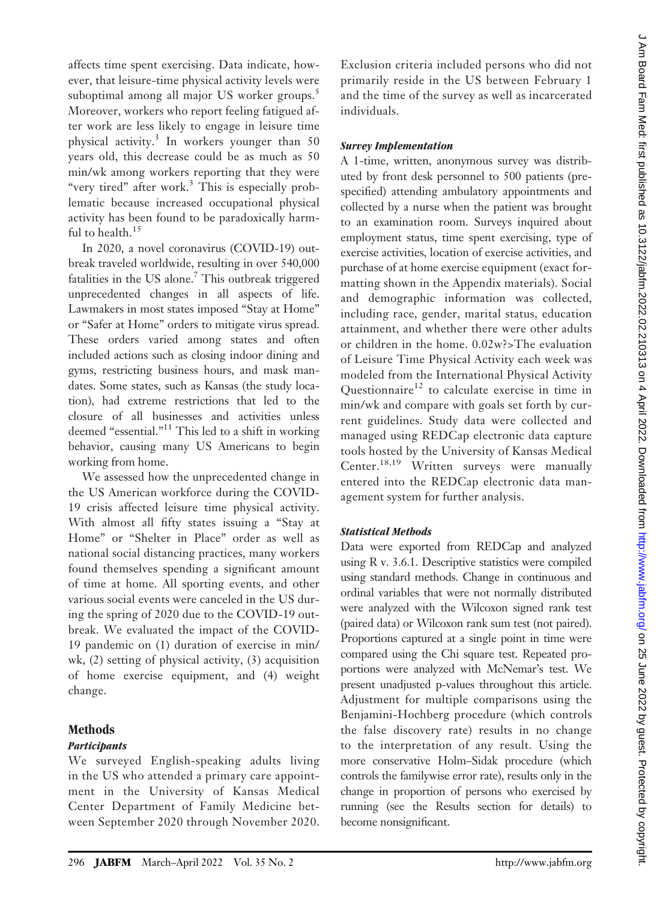affects time spent exercising. Data indicate, however, that leisure-time physical activity levels were suboptimal among all major US worker groups.[5] Moreover, workers who report feeling fatigued after work are less likely to engage in leisure time physical activity.[3] In workers younger than 50 years old, this decrease could be as much as 50 min/wk among workers reporting that they were "very tired" after work.[3] This is especially problematic because increased occupational physical activity has been found to be paradoxically harmful to health.[15]

In 2020, a novel coronavirus (COVID-19) outbreak traveled worldwide, resulting in over 540,000 fatalities in the US alone.[7] This outbreak triggered unprecedented changes in all aspects of life. Lawmakers in most states imposed "Stay at Home" or "Safer at Home" orders to mitigate virus spread. These orders varied among states and often included actions such as closing indoor dining and gyms, restricting business hours, and mask mandates. Some states, such as Kansas (the study location), had extreme restrictions that led to the closure of all businesses and activities unless deemed "essential."[11] This led to a shift in working behavior, causing many US Americans to begin working from home.

We assessed how the unprecedented change in the US American workforce during the COVID-19 crisis affected leisure time physical activity. With almost all fifty states issuing a "Stay at Home" or "Shelter in Place" order as well as national social distancing practices, many workers found themselves spending a significant amount of time at home. All sporting events, and other various social events were canceled in the US during the spring of 2020 due to the COVID-19 outbreak. We evaluated the impact of the COVID-19 pandemic on (1) duration of exercise in min/wk, (2) setting of physical activity, (3) acquisition of home exercise equipment, and (4) weight change.

## Methods

### *Participants*

We surveyed English-speaking adults living in the US who attended a primary care appointment in the University of Kansas Medical Center Department of Family Medicine between September 2020 through November 2020. Exclusion criteria included persons who did not primarily reside in the US between February 1 and the time of the survey as well as incarcerated individuals.

### *Survey Implementation*

A 1-time, written, anonymous survey was distributed by front desk personnel to 500 patients (prespecified) attending ambulatory appointments and collected by a nurse when the patient was brought to an examination room. Surveys inquired about employment status, time spent exercising, type of exercise activities, location of exercise activities, and purchase of at home exercise equipment (exact formatting shown in the Appendix materials). Social and demographic information was collected, including race, gender, marital status, education attainment, and whether there were other adults or children in the home. 0.02w?>The evaluation of Leisure Time Physical Activity each week was modeled from the International Physical Activity Questionnaire[12] to calculate exercise in time in min/wk and compare with goals set forth by current guidelines. Study data were collected and managed using REDCap electronic data capture tools hosted by the University of Kansas Medical Center.[18,19] Written surveys were manually entered into the REDCap electronic data management system for further analysis.

### *Statistical Methods*

Data were exported from REDCap and analyzed using R v. 3.6.1. Descriptive statistics were compiled using standard methods. Change in continuous and ordinal variables that were not normally distributed were analyzed with the Wilcoxon signed rank test (paired data) or Wilcoxon rank sum test (not paired). Proportions captured at a single point in time were compared using the Chi square test. Repeated proportions were analyzed with McNemar's test. We present unadjusted p-values throughout this article. Adjustment for multiple comparisons using the Benjamini-Hochberg procedure (which controls the false discovery rate) results in no change to the interpretation of any result. Using the more conservative Holm–Sidak procedure (which controls the familywise error rate), results only in the change in proportion of persons who exercised by running (see the Results section for details) to become nonsignificant.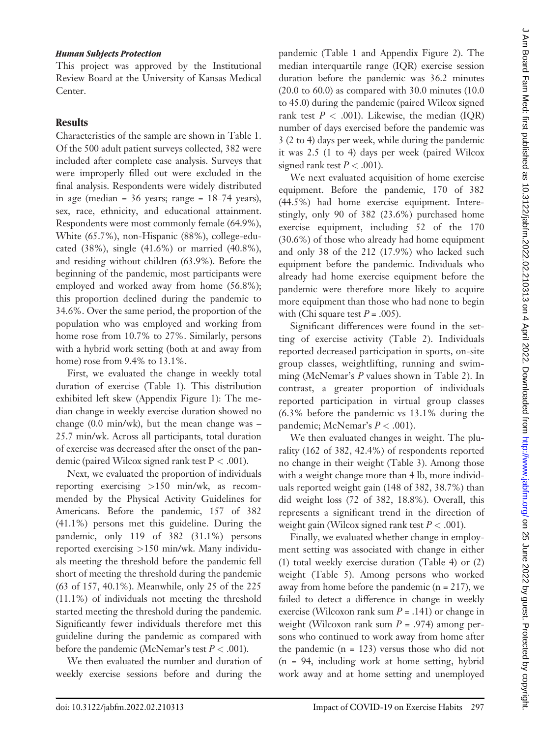### *Human Subjects Protection*

This project was approved by the Institutional Review Board at the University of Kansas Medical Center.

## Results

Characteristics of the sample are shown in Table 1. Of the 500 adult patient surveys collected, 382 were included after complete case analysis. Surveys that were improperly filled out were excluded in the final analysis. Respondents were widely distributed in age (median = 36 years; range = 18–74 years), sex, race, ethnicity, and educational attainment. Respondents were most commonly female (64.9%), White (65.7%), non-Hispanic (88%), college-educated (38%), single (41.6%) or married (40.8%), and residing without children (63.9%). Before the beginning of the pandemic, most participants were employed and worked away from home (56.8%); this proportion declined during the pandemic to 34.6%. Over the same period, the proportion of the population who was employed and working from home rose from 10.7% to 27%. Similarly, persons with a hybrid work setting (both at and away from home) rose from 9.4% to 13.1%.

First, we evaluated the change in weekly total duration of exercise (Table 1). This distribution exhibited left skew (Appendix Figure 1): The median change in weekly exercise duration showed no change (0.0 min/wk), but the mean change was –25.7 min/wk. Across all participants, total duration of exercise was decreased after the onset of the pandemic (paired Wilcox signed rank test $P < .001$).

Next, we evaluated the proportion of individuals reporting exercising >150 min/wk, as recommended by the Physical Activity Guidelines for Americans. Before the pandemic, 157 of 382 (41.1%) persons met this guideline. During the pandemic, only 119 of 382 (31.1%) persons reported exercising >150 min/wk. Many individuals meeting the threshold before the pandemic fell short of meeting the threshold during the pandemic (63 of 157, 40.1%). Meanwhile, only 25 of the 225 (11.1%) of individuals not meeting the threshold started meeting the threshold during the pandemic. Significantly fewer individuals therefore met this guideline during the pandemic as compared with before the pandemic (McNemar's test $P < .001$).

We then evaluated the number and duration of weekly exercise sessions before and during the pandemic (Table 1 and Appendix Figure 2). The median interquartile range (IQR) exercise session duration before the pandemic was 36.2 minutes (20.0 to 60.0) as compared with 30.0 minutes (10.0 to 45.0) during the pandemic (paired Wilcox signed rank test $P < .001$). Likewise, the median (IQR) number of days exercised before the pandemic was 3 (2 to 4) days per week, while during the pandemic it was 2.5 (1 to 4) days per week (paired Wilcox signed rank test $P < .001$).

We next evaluated acquisition of home exercise equipment. Before the pandemic, 170 of 382 (44.5%) had home exercise equipment. Interestingly, only 90 of 382 (23.6%) purchased home exercise equipment, including 52 of the 170 (30.6%) of those who already had home equipment and only 38 of the 212 (17.9%) who lacked such equipment before the pandemic. Individuals who already had home exercise equipment before the pandemic were therefore more likely to acquire more equipment than those who had none to begin with (Chi square test $P = .005$).

Significant differences were found in the setting of exercise activity (Table 2). Individuals reported decreased participation in sports, on-site group classes, weightlifting, running and swimming (McNemar's *P* values shown in Table 2). In contrast, a greater proportion of individuals reported participation in virtual group classes (6.3% before the pandemic vs 13.1% during the pandemic; McNemar's $P < .001$).

We then evaluated changes in weight. The plurality (162 of 382, 42.4%) of respondents reported no change in their weight (Table 3). Among those with a weight change more than 4 lb, more individuals reported weight gain (148 of 382, 38.7%) than did weight loss (72 of 382, 18.8%). Overall, this represents a significant trend in the direction of weight gain (Wilcox signed rank test $P < .001$).

Finally, we evaluated whether change in employment setting was associated with change in either (1) total weekly exercise duration (Table 4) or (2) weight (Table 5). Among persons who worked away from home before the pandemic (n = 217), we failed to detect a difference in change in weekly exercise (Wilcoxon rank sum $P = .141$) or change in weight (Wilcoxon rank sum $P = .974$) among persons who continued to work away from home after the pandemic (n = 123) versus those who did not (n = 94, including work at home setting, hybrid work away and at home setting and unemployed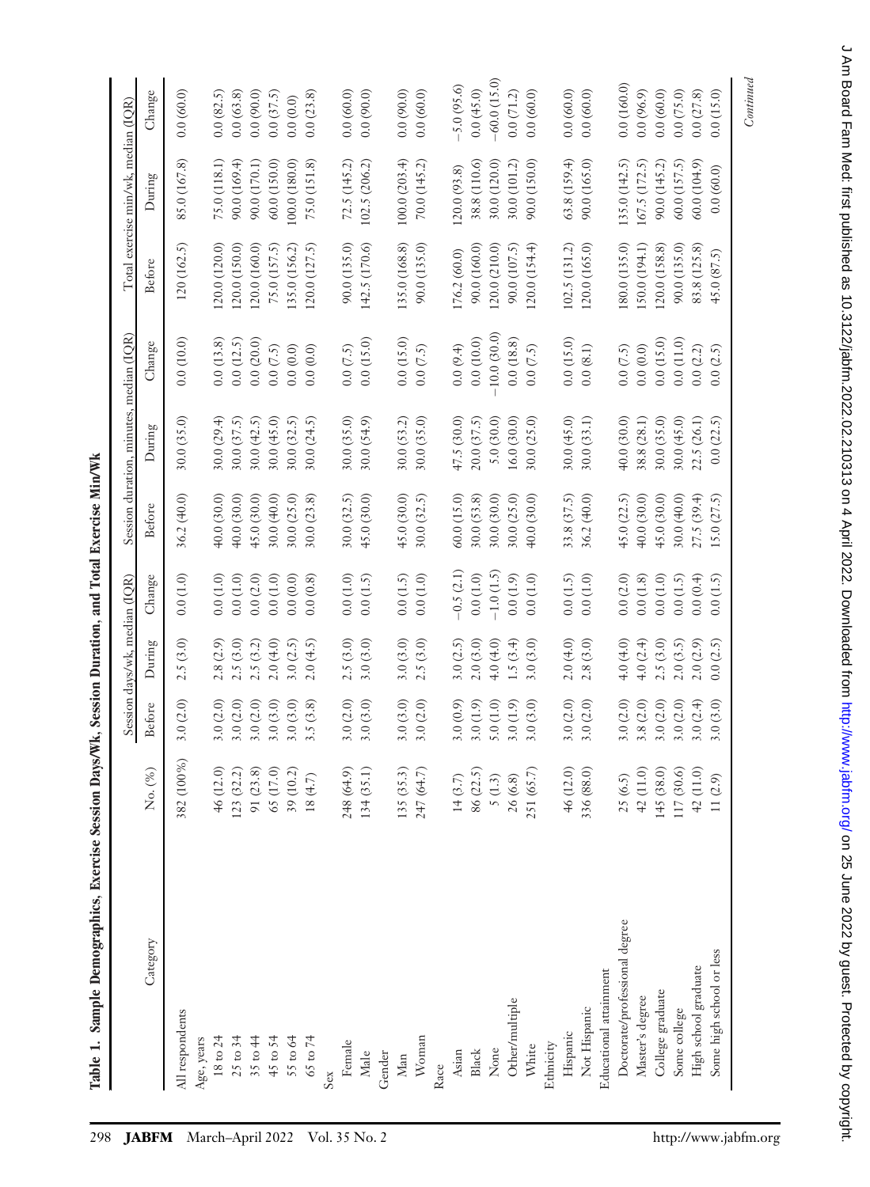**Table 1. Sample Demographics, Exercise Session Days/Wk, Session Duration, and Total Exercise Min/Wk**

| Category | No. (%) | Session days/wk, median (IQR) | | | Session duration, minutes, median (IQR) | | | Total exercise min/wk, median (IQR) | | |
|---|---|---|---|---|---|---|---|---|---|---|
| | | Before | During | Change | Before | During | Change | Before | During | Change |
| All respondents | 382 (100%) | 3.0 (2.0) | 2.5 (3.0) | 0.0 (1.0) | 36.2 (40.0) | 30.0 (35.0) | 0.0 (10.0) | 120 (162.5) | 85.0 (167.8) | 0.0 (60.0) |
| Age, years | | | | | | | | | | |
| 18 to 24 | 46 (12.0) | 3.0 (2.0) | 2.8 (2.9) | 0.0 (1.0) | 40.0 (30.0) | 30.0 (29.4) | 0.0 (13.8) | 120.0 (120.0) | 75.0 (118.1) | 0.0 (82.5) |
| 25 to 34 | 123 (32.2) | 3.0 (2.0) | 2.5 (3.0) | 0.0 (1.0) | 40.0 (30.0) | 30.0 (37.5) | 0.0 (12.5) | 120.0 (150.0) | 90.0 (169.4) | 0.0 (63.8) |
| 35 to 44 | 91 (23.8) | 3.0 (2.0) | 2.5 (3.2) | 0.0 (2.0) | 45.0 (30.0) | 30.0 (42.5) | 0.0 (20.0) | 120.0 (160.0) | 90.0 (170.1) | 0.0 (90.0) |
| 45 to 54 | 65 (17.0) | 3.0 (3.0) | 2.0 (4.0) | 0.0 (1.0) | 30.0 (40.0) | 30.0 (45.0) | 0.0 (7.5) | 75.0 (157.5) | 60.0 (150.0) | 0.0 (37.5) |
| 55 to 64 | 39 (10.2) | 3.0 (3.0) | 3.0 (2.5) | 0.0 (0.0) | 30.0 (25.0) | 30.0 (32.5) | 0.0 (0.0) | 135.0 (156.2) | 100.0 (180.0) | 0.0 (0.0) |
| 65 to 74 | 18 (4.7) | 3.5 (3.8) | 2.0 (4.5) | 0.0 (0.8) | 30.0 (23.8) | 30.0 (24.5) | 0.0 (0.0) | 120.0 (127.5) | 75.0 (151.8) | 0.0 (23.8) |
| Sex | | | | | | | | | | |
| Female | 248 (64.9) | 3.0 (2.0) | 2.5 (3.0) | 0.0 (1.0) | 30.0 (32.5) | 30.0 (35.0) | 0.0 (7.5) | 90.0 (135.0) | 72.5 (145.2) | 0.0 (60.0) |
| Male | 134 (35.1) | 3.0 (3.0) | 3.0 (3.0) | 0.0 (1.5) | 45.0 (30.0) | 30.0 (54.9) | 0.0 (15.0) | 142.5 (170.6) | 102.5 (206.2) | 0.0 (90.0) |
| Gender | | | | | | | | | | |
| Man | 135 (35.3) | 3.0 (3.0) | 3.0 (3.0) | 0.0 (1.5) | 45.0 (30.0) | 30.0 (53.2) | 0.0 (15.0) | 135.0 (168.8) | 100.0 (203.4) | 0.0 (90.0) |
| Woman | 247 (64.7) | 3.0 (2.0) | 2.5 (3.0) | 0.0 (1.0) | 30.0 (32.5) | 30.0 (35.0) | 0.0 (7.5) | 90.0 (135.0) | 70.0 (145.2) | 0.0 (60.0) |
| Race | | | | | | | | | | |
| Asian | 14 (3.7) | 3.0 (0.9) | 3.0 (2.5) | −0.5 (2.1) | 60.0 (15.0) | 47.5 (30.0) | 0.0 (9.4) | 176.2 (60.0) | 120.0 (93.8) | −5.0 (95.6) |
| Black | 86 (22.5) | 3.0 (1.9) | 2.0 (3.0) | 0.0 (1.0) | 30.0 (53.8) | 20.0 (37.5) | 0.0 (10.0) | 90.0 (160.0) | 38.8 (110.6) | 0.0 (45.0) |
| None | 5 (1.3) | 5.0 (1.0) | 4.0 (4.0) | −1.0 (1.5) | 30.0 (30.0) | 5.0 (30.0) | −10.0 (30.0) | 120.0 (210.0) | 30.0 (120.0) | −60.0 (15.0) |
| Other/multiple | 26 (6.8) | 3.0 (1.9) | 1.5 (3.4) | 0.0 (1.9) | 30.0 (25.0) | 16.0 (30.0) | 0.0 (18.8) | 90.0 (107.5) | 30.0 (101.2) | 0.0 (71.2) |
| White | 251 (65.7) | 3.0 (3.0) | 3.0 (3.0) | 0.0 (1.0) | 40.0 (30.0) | 30.0 (25.0) | 0.0 (7.5) | 120.0 (154.4) | 90.0 (150.0) | 0.0 (60.0) |
| Ethnicity | | | | | | | | | | |
| Hispanic | 46 (12.0) | 3.0 (2.0) | 2.0 (4.0) | 0.0 (1.5) | 33.8 (37.5) | 30.0 (45.0) | 0.0 (15.0) | 102.5 (131.2) | 63.8 (159.4) | 0.0 (60.0) |
| Not Hispanic | 336 (88.0) | 3.0 (2.0) | 2.8 (3.0) | 0.0 (1.0) | 36.2 (40.0) | 30.0 (33.1) | 0.0 (8.1) | 120.0 (165.0) | 90.0 (165.0) | 0.0 (60.0) |
| Educational attainment | | | | | | | | | | |
| Doctorate/professional degree | 25 (6.5) | 3.0 (2.0) | 4.0 (4.0) | 0.0 (2.0) | 45.0 (22.5) | 40.0 (30.0) | 0.0 (7.5) | 180.0 (135.0) | 135.0 (142.5) | 0.0 (160.0) |
| Master's degree | 42 (11.0) | 3.8 (2.0) | 4.0 (2.4) | 0.0 (1.8) | 40.0 (30.0) | 38.8 (28.1) | 0.0 (0.0) | 150.0 (194.1) | 167.5 (172.5) | 0.0 (96.9) |
| College graduate | 145 (38.0) | 3.0 (2.0) | 2.5 (3.0) | 0.0 (1.0) | 45.0 (30.0) | 30.0 (35.0) | 0.0 (15.0) | 120.0 (158.8) | 90.0 (145.2) | 0.0 (60.0) |
| Some college | 117 (30.6) | 3.0 (2.0) | 2.0 (3.5) | 0.0 (1.5) | 30.0 (40.0) | 30.0 (45.0) | 0.0 (11.0) | 90.0 (135.0) | 60.0 (157.5) | 0.0 (75.0) |
| High school graduate | 42 (11.0) | 3.0 (2.4) | 2.0 (2.9) | 0.0 (0.4) | 27.5 (39.4) | 22.5 (26.1) | 0.0 (2.2) | 83.8 (125.8) | 60.0 (104.9) | 0.0 (27.8) |
| Some high school or less | 11 (2.9) | 3.0 (3.0) | 0.0 (2.5) | 0.0 (1.5) | 15.0 (27.5) | 0.0 (22.5) | 0.0 (2.5) | 45.0 (87.5) | 0.0 (60.0) | 0.0 (15.0) |

*Continued*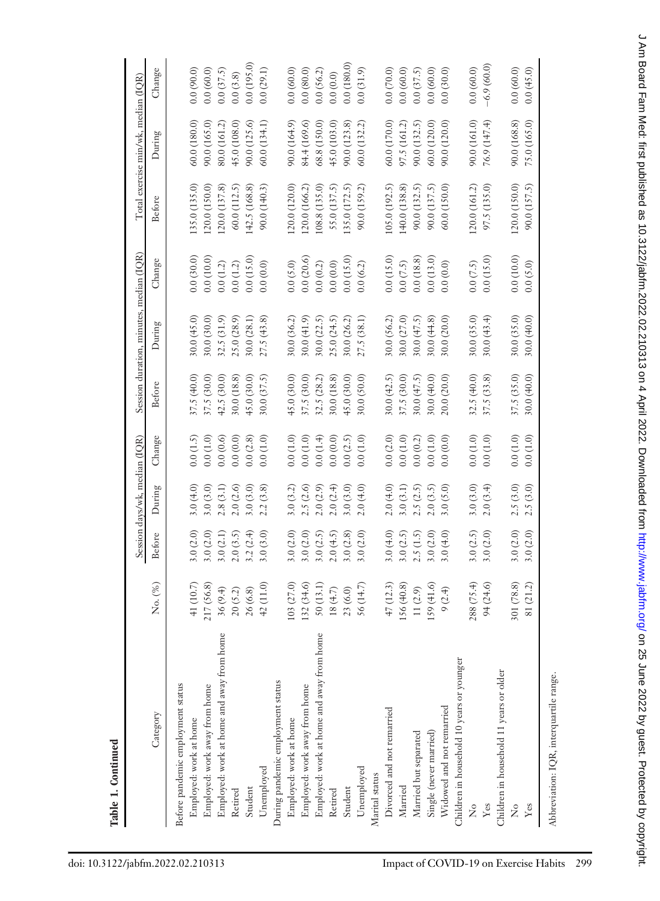**Table 1. Continued**

| Category | No. (%) | Session days/wk, median (IQR) | | | Session duration, minutes, median (IQR) | | | Total exercise min/wk, median (IQR) | | |
|---|---|---|---|---|---|---|---|---|---|---|
| | | Before | During | Change | Before | During | Change | Before | During | Change |
| Before pandemic employment status | | | | | | | | | | |
| Employed: work at home | 41 (10.7) | 3.0 (2.0) | 3.0 (4.0) | 0.0 (1.5) | 37.5 (40.0) | 30.0 (45.0) | 0.0 (30.0) | 135.0 (135.0) | 60.0 (180.0) | 0.0 (90.0) |
| Employed: work away from home | 217 (56.8) | 3.0 (2.0) | 3.0 (3.0) | 0.0 (1.0) | 37.5 (30.0) | 30.0 (30.0) | 0.0 (10.0) | 120.0 (150.0) | 90.0 (165.0) | 0.0 (60.0) |
| Employed: work at home and away from home | 36 (9.4) | 3.0 (2.1) | 2.8 (3.1) | 0.0 (0.6) | 42.5 (30.0) | 32.5 (31.9) | 0.0 (1.2) | 120.0 (137.8) | 80.0 (161.2) | 0.0 (37.5) |
| Retired | 20 (5.2) | 2.0 (3.5) | 2.0 (2.6) | 0.0 (0.0) | 30.0 (18.8) | 25.0 (28.9) | 0.0 (1.2) | 60.0 (112.5) | 45.0 (108.0) | 0.0 (3.8) |
| Student | 26 (6.8) | 3.2 (2.4) | 3.0 (3.0) | 0.0 (2.8) | 45.0 (30.0) | 30.0 (28.1) | 0.0 (15.0) | 142.5 (168.8) | 90.0 (125.6) | 0.0 (195.0) |
| Unemployed | 42 (11.0) | 3.0 (3.0) | 2.2 (3.8) | 0.0 (1.0) | 30.0 (37.5) | 27.5 (43.8) | 0.0 (0.0) | 90.0 (140.3) | 60.0 (134.1) | 0.0 (29.1) |
| During pandemic employment status | | | | | | | | | | |
| Employed: work at home | 103 (27.0) | 3.0 (2.0) | 3.0 (3.2) | 0.0 (1.0) | 45.0 (30.0) | 30.0 (36.2) | 0.0 (5.0) | 120.0 (120.0) | 90.0 (164.9) | 0.0 (60.0) |
| Employed: work away from home | 132 (34.6) | 3.0 (2.0) | 2.5 (2.6) | 0.0 (1.0) | 37.5 (30.0) | 30.0 (41.9) | 0.0 (20.6) | 120.0 (166.2) | 84.4 (169.6) | 0.0 (80.0) |
| Employed: work at home and away from home | 50 (13.1) | 3.0 (2.5) | 2.0 (2.9) | 0.0 (1.4) | 32.5 (28.2) | 30.0 (22.5) | 0.0 (0.2) | 108.8 (135.0) | 68.8 (150.0) | 0.0 (56.2) |
| Retired | 18 (4.7) | 2.0 (4.5) | 2.0 (2.4) | 0.0 (0.0) | 30.0 (18.8) | 25.0 (24.5) | 0.0 (0.0) | 55.0 (137.5) | 45.0 (103.0) | 0.0 (0.0) |
| Student | 23 (6.0) | 3.0 (2.8) | 3.0 (3.0) | 0.0 (2.5) | 45.0 (30.0) | 30.0 (26.2) | 0.0 (15.0) | 135.0 (172.5) | 90.0 (123.8) | 0.0 (180.0) |
| Unemployed | 56 (14.7) | 3.0 (2.0) | 2.0 (4.0) | 0.0 (1.0) | 30.0 (50.0) | 27.5 (38.1) | 0.0 (6.2) | 90.0 (159.2) | 60.0 (132.2) | 0.0 (31.9) |
| Marital status | | | | | | | | | | |
| Divorced and not remarried | 47 (12.3) | 3.0 (4.0) | 2.0 (4.0) | 0.0 (2.0) | 30.0 (42.5) | 30.0 (56.2) | 0.0 (15.0) | 105.0 (192.5) | 60.0 (170.0) | 0.0 (70.0) |
| Married | 156 (40.8) | 3.0 (2.5) | 3.0 (3.1) | 0.0 (1.0) | 37.5 (30.0) | 30.0 (27.0) | 0.0 (7.5) | 140.0 (138.8) | 97.5 (161.2) | 0.0 (60.0) |
| Married but separated | 11 (2.9) | 2.5 (1.5) | 2.5 (2.5) | 0.0 (0.2) | 30.0 (47.5) | 30.0 (47.5) | 0.0 (18.8) | 90.0 (132.5) | 90.0 (132.5) | 0.0 (37.5) |
| Single (never married) | 159 (41.6) | 3.0 (2.0) | 2.0 (3.5) | 0.0 (1.0) | 30.0 (40.0) | 30.0 (44.8) | 0.0 (13.0) | 90.0 (137.5) | 60.0 (120.0) | 0.0 (60.0) |
| Widowed and not remarried | 9 (2.4) | 3.0 (4.0) | 3.0 (5.0) | 0.0 (0.0) | 20.0 (20.0) | 30.0 (20.0) | 0.0 (0.0) | 60.0 (150.0) | 90.0 (120.0) | 0.0 (30.0) |
| Children in household 10 years or younger | | | | | | | | | | |
| No | 288 (75.4) | 3.0 (2.5) | 3.0 (3.0) | 0.0 (1.0) | 32.5 (40.0) | 30.0 (35.0) | 0.0 (7.5) | 120.0 (161.2) | 90.0 (161.0) | 0.0 (60.0) |
| Yes | 94 (24.6) | 3.0 (2.0) | 2.0 (3.4) | 0.0 (1.0) | 37.5 (33.8) | 30.0 (43.4) | 0.0 (15.0) | 97.5 (135.0) | 76.9 (147.4) | −6.9 (60.0) |
| Children in household 11 years or older | | | | | | | | | | |
| No | 301 (78.8) | 3.0 (2.0) | 2.5 (3.0) | 0.0 (1.0) | 37.5 (35.0) | 30.0 (35.0) | 0.0 (10.0) | 120.0 (150.0) | 90.0 (168.8) | 0.0 (60.0) |
| Yes | 81 (21.2) | 3.0 (2.0) | 2.5 (3.0) | 0.0 (1.0) | 30.0 (40.0) | 30.0 (40.0) | 0.0 (5.0) | 90.0 (157.5) | 75.0 (165.0) | 0.0 (45.0) |

Abbreviation: IQR, interquartile range.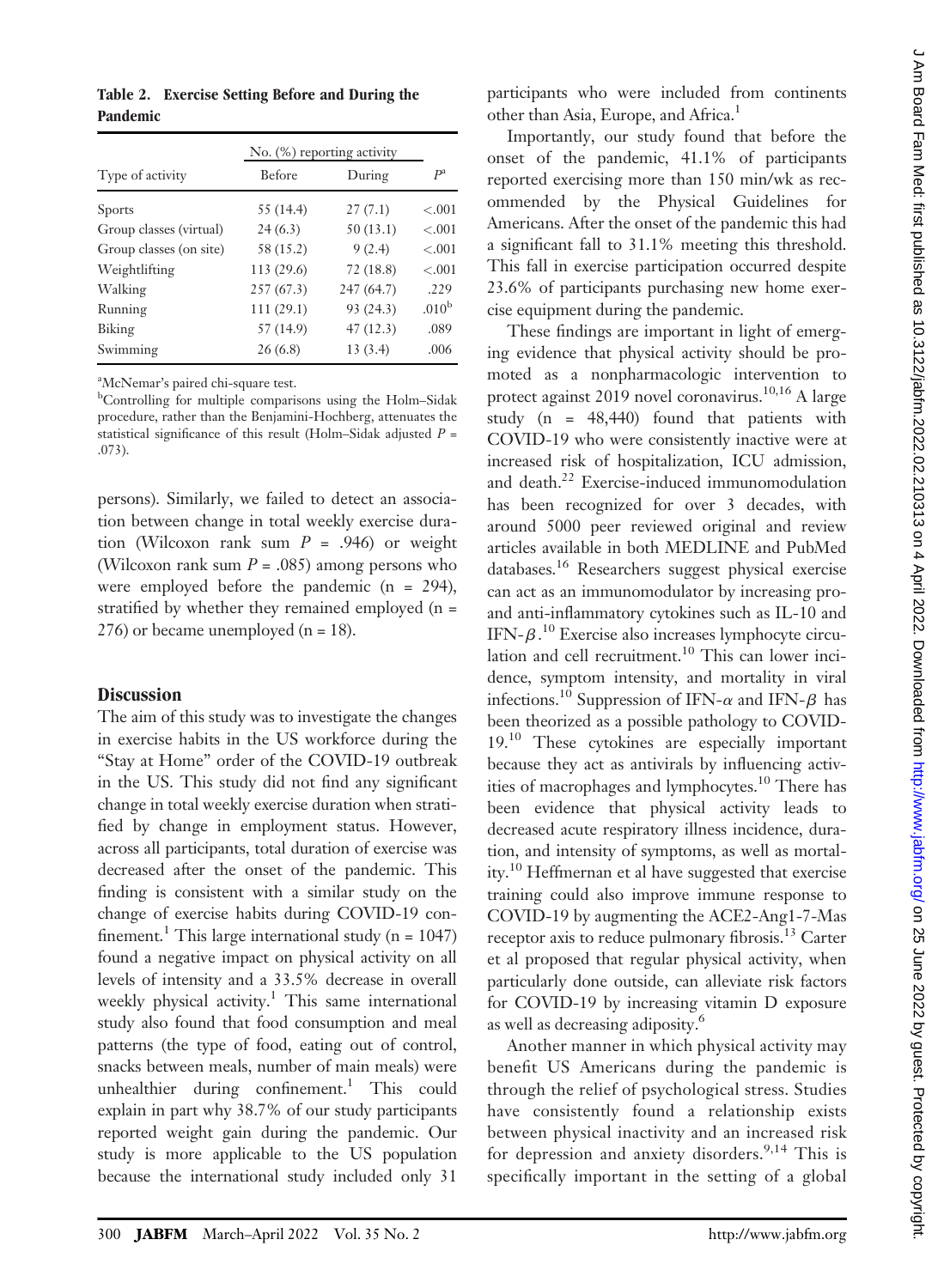**Table 2. Exercise Setting Before and During the Pandemic**

| Type of activity | No. (%) reporting activity | | $P$[a] |
|---|---|---|---|
| | Before | During | |
| Sports | 55 (14.4) | 27 (7.1) | <.001 |
| Group classes (virtual) | 24 (6.3) | 50 (13.1) | <.001 |
| Group classes (on site) | 58 (15.2) | 9 (2.4) | <.001 |
| Weightlifting | 113 (29.6) | 72 (18.8) | <.001 |
| Walking | 257 (67.3) | 247 (64.7) | .229 |
| Running | 111 (29.1) | 93 (24.3) | .010[b] |
| Biking | 57 (14.9) | 47 (12.3) | .089 |
| Swimming | 26 (6.8) | 13 (3.4) | .006 |

[a]McNemar's paired chi-square test.

[b]Controlling for multiple comparisons using the Holm–Sidak procedure, rather than the Benjamini-Hochberg, attenuates the statistical significance of this result (Holm–Sidak adjusted $P$ = .073).

persons). Similarly, we failed to detect an association between change in total weekly exercise duration (Wilcoxon rank sum $P$ = .946) or weight (Wilcoxon rank sum $P$ = .085) among persons who were employed before the pandemic (n = 294), stratified by whether they remained employed (n = 276) or became unemployed (n = 18).

## Discussion

The aim of this study was to investigate the changes in exercise habits in the US workforce during the "Stay at Home" order of the COVID-19 outbreak in the US. This study did not find any significant change in total weekly exercise duration when stratified by change in employment status. However, across all participants, total duration of exercise was decreased after the onset of the pandemic. This finding is consistent with a similar study on the change of exercise habits during COVID-19 confinement.[1] This large international study (n = 1047) found a negative impact on physical activity on all levels of intensity and a 33.5% decrease in overall weekly physical activity.[1] This same international study also found that food consumption and meal patterns (the type of food, eating out of control, snacks between meals, number of main meals) were unhealthier during confinement.[1] This could explain in part why 38.7% of our study participants reported weight gain during the pandemic. Our study is more applicable to the US population because the international study included only 31 participants who were included from continents other than Asia, Europe, and Africa.[1]

Importantly, our study found that before the onset of the pandemic, 41.1% of participants reported exercising more than 150 min/wk as recommended by the Physical Guidelines for Americans. After the onset of the pandemic this had a significant fall to 31.1% meeting this threshold. This fall in exercise participation occurred despite 23.6% of participants purchasing new home exercise equipment during the pandemic.

These findings are important in light of emerging evidence that physical activity should be promoted as a nonpharmacologic intervention to protect against 2019 novel coronavirus.[10,16] A large study (n = 48,440) found that patients with COVID-19 who were consistently inactive were at increased risk of hospitalization, ICU admission, and death.[22] Exercise-induced immunomodulation has been recognized for over 3 decades, with around 5000 peer reviewed original and review articles available in both MEDLINE and PubMed databases.[16] Researchers suggest physical exercise can act as an immunomodulator by increasing pro- and anti-inflammatory cytokines such as IL-10 and IFN-$\beta$.[10] Exercise also increases lymphocyte circulation and cell recruitment.[10] This can lower incidence, symptom intensity, and mortality in viral infections.[10] Suppression of IFN-$\alpha$ and IFN-$\beta$ has been theorized as a possible pathology to COVID-19.[10] These cytokines are especially important because they act as antivirals by influencing activities of macrophages and lymphocytes.[10] There has been evidence that physical activity leads to decreased acute respiratory illness incidence, duration, and intensity of symptoms, as well as mortality.[10] Heffmernan et al have suggested that exercise training could also improve immune response to COVID-19 by augmenting the ACE2-Ang1-7-Mas receptor axis to reduce pulmonary fibrosis.[13] Carter et al proposed that regular physical activity, when particularly done outside, can alleviate risk factors for COVID-19 by increasing vitamin D exposure as well as decreasing adiposity.[6]

Another manner in which physical activity may benefit US Americans during the pandemic is through the relief of psychological stress. Studies have consistently found a relationship exists between physical inactivity and an increased risk for depression and anxiety disorders.[9,14] This is specifically important in the setting of a global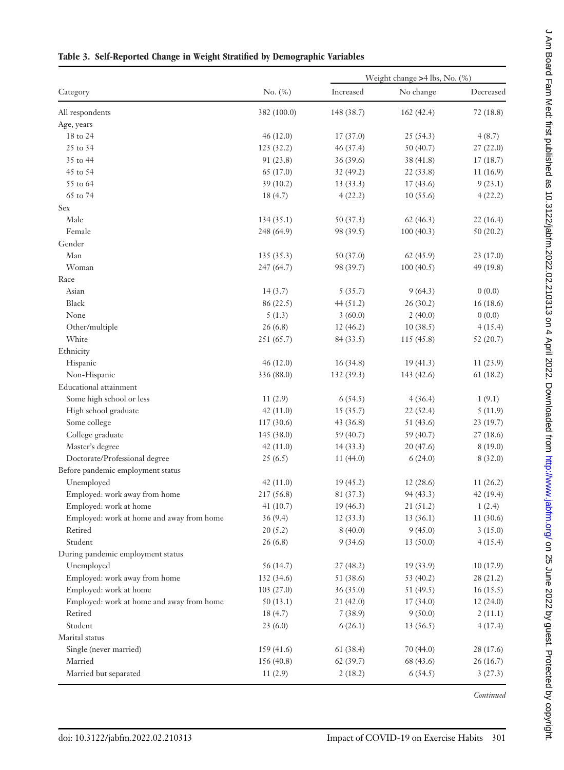**Table 3. Self-Reported Change in Weight Stratified by Demographic Variables**

| Category | No. (%) | Weight change >4 lbs, No. (%) | | |
|---|---|---|---|---|
| | | Increased | No change | Decreased |
| All respondents | 382 (100.0) | 148 (38.7) | 162 (42.4) | 72 (18.8) |
| Age, years | | | | |
| 18 to 24 | 46 (12.0) | 17 (37.0) | 25 (54.3) | 4 (8.7) |
| 25 to 34 | 123 (32.2) | 46 (37.4) | 50 (40.7) | 27 (22.0) |
| 35 to 44 | 91 (23.8) | 36 (39.6) | 38 (41.8) | 17 (18.7) |
| 45 to 54 | 65 (17.0) | 32 (49.2) | 22 (33.8) | 11 (16.9) |
| 55 to 64 | 39 (10.2) | 13 (33.3) | 17 (43.6) | 9 (23.1) |
| 65 to 74 | 18 (4.7) | 4 (22.2) | 10 (55.6) | 4 (22.2) |
| Sex | | | | |
| Male | 134 (35.1) | 50 (37.3) | 62 (46.3) | 22 (16.4) |
| Female | 248 (64.9) | 98 (39.5) | 100 (40.3) | 50 (20.2) |
| Gender | | | | |
| Man | 135 (35.3) | 50 (37.0) | 62 (45.9) | 23 (17.0) |
| Woman | 247 (64.7) | 98 (39.7) | 100 (40.5) | 49 (19.8) |
| Race | | | | |
| Asian | 14 (3.7) | 5 (35.7) | 9 (64.3) | 0 (0.0) |
| Black | 86 (22.5) | 44 (51.2) | 26 (30.2) | 16 (18.6) |
| None | 5 (1.3) | 3 (60.0) | 2 (40.0) | 0 (0.0) |
| Other/multiple | 26 (6.8) | 12 (46.2) | 10 (38.5) | 4 (15.4) |
| White | 251 (65.7) | 84 (33.5) | 115 (45.8) | 52 (20.7) |
| Ethnicity | | | | |
| Hispanic | 46 (12.0) | 16 (34.8) | 19 (41.3) | 11 (23.9) |
| Non-Hispanic | 336 (88.0) | 132 (39.3) | 143 (42.6) | 61 (18.2) |
| Educational attainment | | | | |
| Some high school or less | 11 (2.9) | 6 (54.5) | 4 (36.4) | 1 (9.1) |
| High school graduate | 42 (11.0) | 15 (35.7) | 22 (52.4) | 5 (11.9) |
| Some college | 117 (30.6) | 43 (36.8) | 51 (43.6) | 23 (19.7) |
| College graduate | 145 (38.0) | 59 (40.7) | 59 (40.7) | 27 (18.6) |
| Master's degree | 42 (11.0) | 14 (33.3) | 20 (47.6) | 8 (19.0) |
| Doctorate/Professional degree | 25 (6.5) | 11 (44.0) | 6 (24.0) | 8 (32.0) |
| Before pandemic employment status | | | | |
| Unemployed | 42 (11.0) | 19 (45.2) | 12 (28.6) | 11 (26.2) |
| Employed: work away from home | 217 (56.8) | 81 (37.3) | 94 (43.3) | 42 (19.4) |
| Employed: work at home | 41 (10.7) | 19 (46.3) | 21 (51.2) | 1 (2.4) |
| Employed: work at home and away from home | 36 (9.4) | 12 (33.3) | 13 (36.1) | 11 (30.6) |
| Retired | 20 (5.2) | 8 (40.0) | 9 (45.0) | 3 (15.0) |
| Student | 26 (6.8) | 9 (34.6) | 13 (50.0) | 4 (15.4) |
| During pandemic employment status | | | | |
| Unemployed | 56 (14.7) | 27 (48.2) | 19 (33.9) | 10 (17.9) |
| Employed: work away from home | 132 (34.6) | 51 (38.6) | 53 (40.2) | 28 (21.2) |
| Employed: work at home | 103 (27.0) | 36 (35.0) | 51 (49.5) | 16 (15.5) |
| Employed: work at home and away from home | 50 (13.1) | 21 (42.0) | 17 (34.0) | 12 (24.0) |
| Retired | 18 (4.7) | 7 (38.9) | 9 (50.0) | 2 (11.1) |
| Student | 23 (6.0) | 6 (26.1) | 13 (56.5) | 4 (17.4) |
| Marital status | | | | |
| Single (never married) | 159 (41.6) | 61 (38.4) | 70 (44.0) | 28 (17.6) |
| Married | 156 (40.8) | 62 (39.7) | 68 (43.6) | 26 (16.7) |
| Married but separated | 11 (2.9) | 2 (18.2) | 6 (54.5) | 3 (27.3) |

*Continued*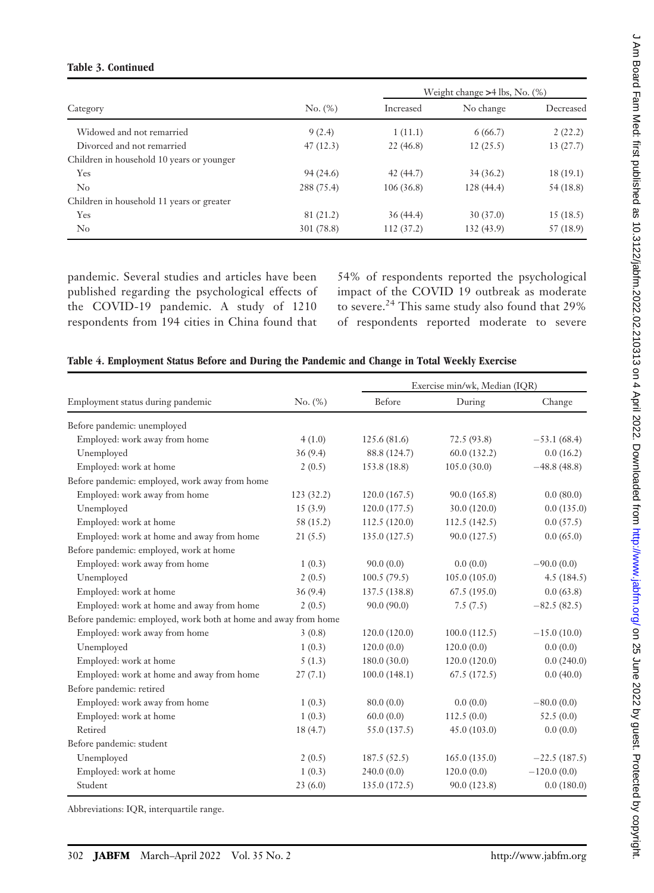**Table 3. Continued**

| Category | No. (%) | Weight change >4 lbs, No. (%) | | |
|---|---|---|---|---|
| | | Increased | No change | Decreased |
| Widowed and not remarried | 9 (2.4) | 1 (11.1) | 6 (66.7) | 2 (22.2) |
| Divorced and not remarried | 47 (12.3) | 22 (46.8) | 12 (25.5) | 13 (27.7) |
| Children in household 10 years or younger | | | | |
| Yes | 94 (24.6) | 42 (44.7) | 34 (36.2) | 18 (19.1) |
| No | 288 (75.4) | 106 (36.8) | 128 (44.4) | 54 (18.8) |
| Children in household 11 years or greater | | | | |
| Yes | 81 (21.2) | 36 (44.4) | 30 (37.0) | 15 (18.5) |
| No | 301 (78.8) | 112 (37.2) | 132 (43.9) | 57 (18.9) |

pandemic. Several studies and articles have been published regarding the psychological effects of the COVID-19 pandemic. A study of 1210 respondents from 194 cities in China found that 54% of respondents reported the psychological impact of the COVID 19 outbreak as moderate to severe.[24] This same study also found that 29% of respondents reported moderate to severe

**Table 4. Employment Status Before and During the Pandemic and Change in Total Weekly Exercise**

| Employment status during pandemic | No. (%) | Exercise min/wk, Median (IQR) | | |
|---|---|---|---|---|
| | | Before | During | Change |
| Before pandemic: unemployed | | | | |
| Employed: work away from home | 4 (1.0) | 125.6 (81.6) | 72.5 (93.8) | −53.1 (68.4) |
| Unemployed | 36 (9.4) | 88.8 (124.7) | 60.0 (132.2) | 0.0 (16.2) |
| Employed: work at home | 2 (0.5) | 153.8 (18.8) | 105.0 (30.0) | −48.8 (48.8) |
| Before pandemic: employed, work away from home | | | | |
| Employed: work away from home | 123 (32.2) | 120.0 (167.5) | 90.0 (165.8) | 0.0 (80.0) |
| Unemployed | 15 (3.9) | 120.0 (177.5) | 30.0 (120.0) | 0.0 (135.0) |
| Employed: work at home | 58 (15.2) | 112.5 (120.0) | 112.5 (142.5) | 0.0 (57.5) |
| Employed: work at home and away from home | 21 (5.5) | 135.0 (127.5) | 90.0 (127.5) | 0.0 (65.0) |
| Before pandemic: employed, work at home | | | | |
| Employed: work away from home | 1 (0.3) | 90.0 (0.0) | 0.0 (0.0) | −90.0 (0.0) |
| Unemployed | 2 (0.5) | 100.5 (79.5) | 105.0 (105.0) | 4.5 (184.5) |
| Employed: work at home | 36 (9.4) | 137.5 (138.8) | 67.5 (195.0) | 0.0 (63.8) |
| Employed: work at home and away from home | 2 (0.5) | 90.0 (90.0) | 7.5 (7.5) | −82.5 (82.5) |
| Before pandemic: employed, work both at home and away from home | | | | |
| Employed: work away from home | 3 (0.8) | 120.0 (120.0) | 100.0 (112.5) | −15.0 (10.0) |
| Unemployed | 1 (0.3) | 120.0 (0.0) | 120.0 (0.0) | 0.0 (0.0) |
| Employed: work at home | 5 (1.3) | 180.0 (30.0) | 120.0 (120.0) | 0.0 (240.0) |
| Employed: work at home and away from home | 27 (7.1) | 100.0 (148.1) | 67.5 (172.5) | 0.0 (40.0) |
| Before pandemic: retired | | | | |
| Employed: work away from home | 1 (0.3) | 80.0 (0.0) | 0.0 (0.0) | −80.0 (0.0) |
| Employed: work at home | 1 (0.3) | 60.0 (0.0) | 112.5 (0.0) | 52.5 (0.0) |
| Retired | 18 (4.7) | 55.0 (137.5) | 45.0 (103.0) | 0.0 (0.0) |
| Before pandemic: student | | | | |
| Unemployed | 2 (0.5) | 187.5 (52.5) | 165.0 (135.0) | −22.5 (187.5) |
| Employed: work at home | 1 (0.3) | 240.0 (0.0) | 120.0 (0.0) | −120.0 (0.0) |
| Student | 23 (6.0) | 135.0 (172.5) | 90.0 (123.8) | 0.0 (180.0) |

Abbreviations: IQR, interquartile range.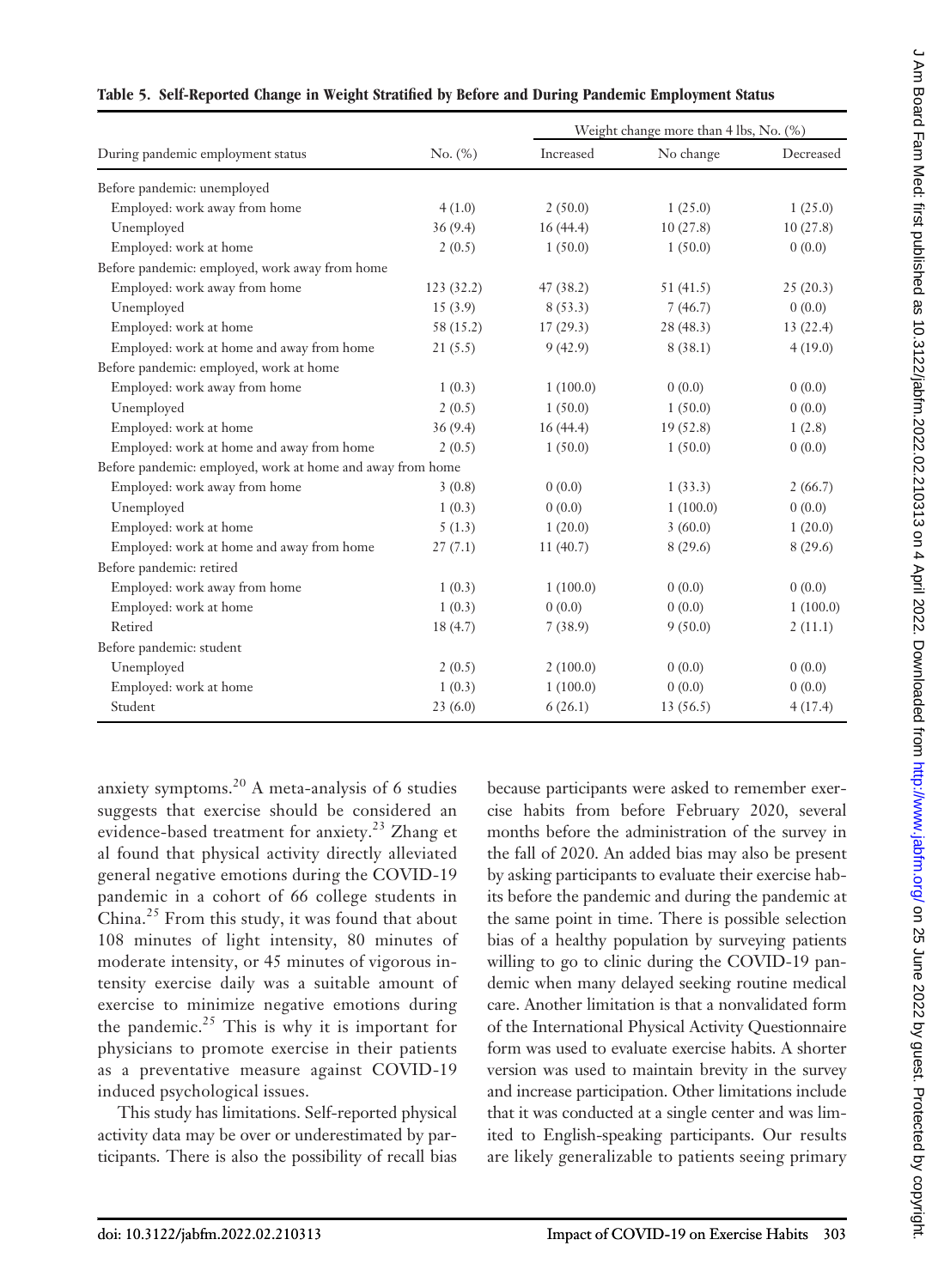**Table 5. Self-Reported Change in Weight Stratified by Before and During Pandemic Employment Status**

| During pandemic employment status | No. (%) | Weight change more than 4 lbs, No. (%) | | |
|---|---|---|---|---|
| | | Increased | No change | Decreased |
| Before pandemic: unemployed | | | | |
| Employed: work away from home | 4 (1.0) | 2 (50.0) | 1 (25.0) | 1 (25.0) |
| Unemployed | 36 (9.4) | 16 (44.4) | 10 (27.8) | 10 (27.8) |
| Employed: work at home | 2 (0.5) | 1 (50.0) | 1 (50.0) | 0 (0.0) |
| Before pandemic: employed, work away from home | | | | |
| Employed: work away from home | 123 (32.2) | 47 (38.2) | 51 (41.5) | 25 (20.3) |
| Unemployed | 15 (3.9) | 8 (53.3) | 7 (46.7) | 0 (0.0) |
| Employed: work at home | 58 (15.2) | 17 (29.3) | 28 (48.3) | 13 (22.4) |
| Employed: work at home and away from home | 21 (5.5) | 9 (42.9) | 8 (38.1) | 4 (19.0) |
| Before pandemic: employed, work at home | | | | |
| Employed: work away from home | 1 (0.3) | 1 (100.0) | 0 (0.0) | 0 (0.0) |
| Unemployed | 2 (0.5) | 1 (50.0) | 1 (50.0) | 0 (0.0) |
| Employed: work at home | 36 (9.4) | 16 (44.4) | 19 (52.8) | 1 (2.8) |
| Employed: work at home and away from home | 2 (0.5) | 1 (50.0) | 1 (50.0) | 0 (0.0) |
| Before pandemic: employed, work at home and away from home | | | | |
| Employed: work away from home | 3 (0.8) | 0 (0.0) | 1 (33.3) | 2 (66.7) |
| Unemployed | 1 (0.3) | 0 (0.0) | 1 (100.0) | 0 (0.0) |
| Employed: work at home | 5 (1.3) | 1 (20.0) | 3 (60.0) | 1 (20.0) |
| Employed: work at home and away from home | 27 (7.1) | 11 (40.7) | 8 (29.6) | 8 (29.6) |
| Before pandemic: retired | | | | |
| Employed: work away from home | 1 (0.3) | 1 (100.0) | 0 (0.0) | 0 (0.0) |
| Employed: work at home | 1 (0.3) | 0 (0.0) | 0 (0.0) | 1 (100.0) |
| Retired | 18 (4.7) | 7 (38.9) | 9 (50.0) | 2 (11.1) |
| Before pandemic: student | | | | |
| Unemployed | 2 (0.5) | 2 (100.0) | 0 (0.0) | 0 (0.0) |
| Employed: work at home | 1 (0.3) | 1 (100.0) | 0 (0.0) | 0 (0.0) |
| Student | 23 (6.0) | 6 (26.1) | 13 (56.5) | 4 (17.4) |

anxiety symptoms.[20] A meta-analysis of 6 studies suggests that exercise should be considered an evidence-based treatment for anxiety.[23] Zhang et al found that physical activity directly alleviated general negative emotions during the COVID-19 pandemic in a cohort of 66 college students in China.[25] From this study, it was found that about 108 minutes of light intensity, 80 minutes of moderate intensity, or 45 minutes of vigorous intensity exercise daily was a suitable amount of exercise to minimize negative emotions during the pandemic.[25] This is why it is important for physicians to promote exercise in their patients as a preventative measure against COVID-19 induced psychological issues.

This study has limitations. Self-reported physical activity data may be over or underestimated by participants. There is also the possibility of recall bias because participants were asked to remember exercise habits from before February 2020, several months before the administration of the survey in the fall of 2020. An added bias may also be present by asking participants to evaluate their exercise habits before the pandemic and during the pandemic at the same point in time. There is possible selection bias of a healthy population by surveying patients willing to go to clinic during the COVID-19 pandemic when many delayed seeking routine medical care. Another limitation is that a nonvalidated form of the International Physical Activity Questionnaire form was used to evaluate exercise habits. A shorter version was used to maintain brevity in the survey and increase participation. Other limitations include that it was conducted at a single center and was limited to English-speaking participants. Our results are likely generalizable to patients seeing primary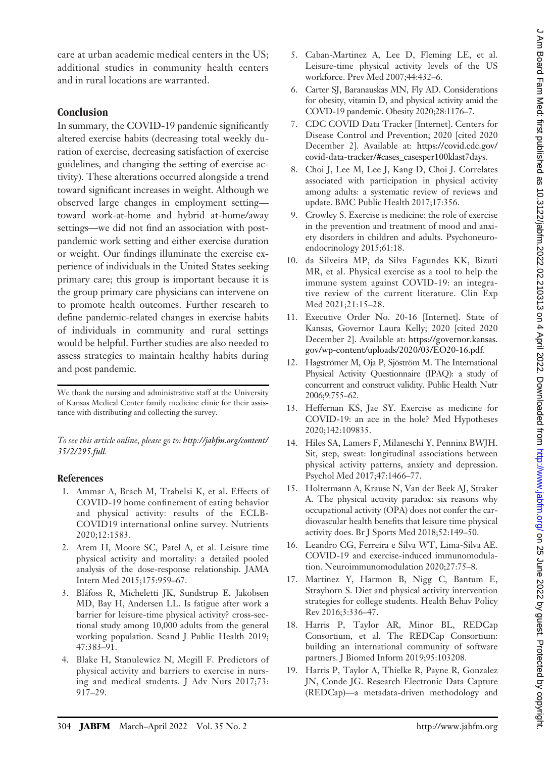care at urban academic medical centers in the US; additional studies in community health centers and in rural locations are warranted.

## Conclusion

In summary, the COVID-19 pandemic significantly altered exercise habits (decreasing total weekly duration of exercise, decreasing satisfaction of exercise guidelines, and changing the setting of exercise activity). These alterations occurred alongside a trend toward significant increases in weight. Although we observed large changes in employment setting—toward work-at-home and hybrid at-home/away settings—we did not find an association with post-pandemic work setting and either exercise duration or weight. Our findings illuminate the exercise experience of individuals in the United States seeking primary care; this group is important because it is the group primary care physicians can intervene on to promote health outcomes. Further research to define pandemic-related changes in exercise habits of individuals in community and rural settings would be helpful. Further studies are also needed to assess strategies to maintain healthy habits during and post pandemic.

We thank the nursing and administrative staff at the University of Kansas Medical Center family medicine clinic for their assistance with distributing and collecting the survey.

*To see this article online, please go to: http://jabfm.org/content/35/2/295.full.*

## References

1. Ammar A, Brach M, Trabelsi K, et al. Effects of COVID-19 home confinement of eating behavior and physical activity: results of the ECLB-COVID19 international online survey. Nutrients 2020;12:1583.
2. Arem H, Moore SC, Patel A, et al. Leisure time physical activity and mortality: a detailed pooled analysis of the dose-response relationship. JAMA Intern Med 2015;175:959–67.
3. Bláfoss R, Micheletti JK, Sundstrup E, Jakobsen MD, Bay H, Andersen LL. Is fatigue after work a barrier for leisure-time physical activity? cross-sectional study among 10,000 adults from the general working population. Scand J Public Health 2019; 47:383–91.
4. Blake H, Stanulewicz N, Mcgill F. Predictors of physical activity and barriers to exercise in nursing and medical students. J Adv Nurs 2017;73: 917–29.
5. Caban-Martinez A, Lee D, Fleming LE, et al. Leisure-time physical activity levels of the US workforce. Prev Med 2007;44:432–6.
6. Carter SJ, Baranauskas MN, Fly AD. Considerations for obesity, vitamin D, and physical activity amid the COVD-19 pandemic. Obesity 2020;28:1176–7.
7. CDC COVID Data Tracker [Internet]. Centers for Disease Control and Prevention; 2020 [cited 2020 December 2]. Available at: https://covid.cdc.gov/covid-data-tracker/#cases_casesper100klast7days.
8. Choi J, Lee M, Lee J, Kang D, Choi J. Correlates associated with participation in physical activity among adults: a systematic review of reviews and update. BMC Public Health 2017;17:356.
9. Crowley S. Exercise is medicine: the role of exercise in the prevention and treatment of mood and anxiety disorders in children and adults. Psychoneuroendocrinology 2015;61:18.
10. da Silveira MP, da Silva Fagundes KK, Bizuti MR, et al. Physical exercise as a tool to help the immune system against COVID-19: an integrative review of the current literature. Clin Exp Med 2021;21:15–28.
11. Executive Order No. 20-16 [Internet]. State of Kansas, Governor Laura Kelly; 2020 [cited 2020 December 2]. Available at: https://governor.kansas.gov/wp-content/uploads/2020/03/EO20-16.pdf.
12. Hagströmer M, Oja P, Sjöström M. The International Physical Activity Questionnaire (IPAQ): a study of concurrent and construct validity. Public Health Nutr 2006;9:755–62.
13. Heffernan KS, Jae SY. Exercise as medicine for COVID-19: an ace in the hole? Med Hypotheses 2020;142:109835.
14. Hiles SA, Lamers F, Milaneschi Y, Penninx BWJH. Sit, step, sweat: longitudinal associations between physical activity patterns, anxiety and depression. Psychol Med 2017;47:1466–77.
15. Holtermann A, Krause N, Van der Beek AJ, Straker A. The physical activity paradox: six reasons why occupational activity (OPA) does not confer the cardiovascular health benefits that leisure time physical activity does. Br J Sports Med 2018;52:149–50.
16. Leandro CG, Ferreira e Silva WT, Lima-Silva AE. COVID-19 and exercise-induced immunomodulation. Neuroimmunomodulation 2020;27:75–8.
17. Martinez Y, Harmon B, Nigg C, Bantum E, Strayhorn S. Diet and physical activity intervention strategies for college students. Health Behav Policy Rev 2016;3:336–47.
18. Harris P, Taylor AR, Minor BL, REDCap Consortium, et al. The REDCap Consortium: building an international community of software partners. J Biomed Inform 2019;95:103208.
19. Harris P, Taylor A, Thielke R, Payne R, Gonzalez JN, Conde JG. Research Electronic Data Capture (REDCap)—a metadata-driven methodology and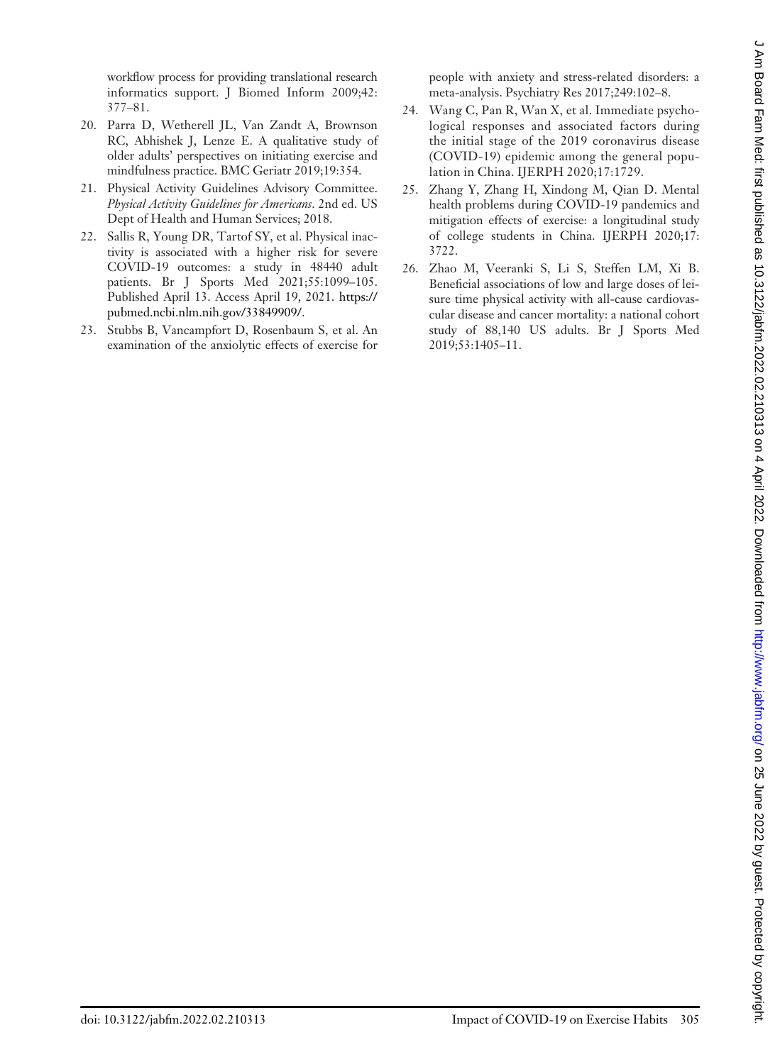workflow process for providing translational research informatics support. J Biomed Inform 2009;42: 377–81.

20. Parra D, Wetherell JL, Van Zandt A, Brownson RC, Abhishek J, Lenze E. A qualitative study of older adults' perspectives on initiating exercise and mindfulness practice. BMC Geriatr 2019;19:354.
21. Physical Activity Guidelines Advisory Committee. *Physical Activity Guidelines for Americans*. 2nd ed. US Dept of Health and Human Services; 2018.
22. Sallis R, Young DR, Tartof SY, et al. Physical inactivity is associated with a higher risk for severe COVID-19 outcomes: a study in 48440 adult patients. Br J Sports Med 2021;55:1099–105. Published April 13. Access April 19, 2021. https://pubmed.ncbi.nlm.nih.gov/33849909/.
23. Stubbs B, Vancampfort D, Rosenbaum S, et al. An examination of the anxiolytic effects of exercise for people with anxiety and stress-related disorders: a meta-analysis. Psychiatry Res 2017;249:102–8.
24. Wang C, Pan R, Wan X, et al. Immediate psychological responses and associated factors during the initial stage of the 2019 coronavirus disease (COVID-19) epidemic among the general population in China. IJERPH 2020;17:1729.
25. Zhang Y, Zhang H, Xindong M, Qian D. Mental health problems during COVID-19 pandemics and mitigation effects of exercise: a longitudinal study of college students in China. IJERPH 2020;17: 3722.
26. Zhao M, Veeranki S, Li S, Steffen LM, Xi B. Beneficial associations of low and large doses of leisure time physical activity with all-cause cardiovascular disease and cancer mortality: a national cohort study of 88,140 US adults. Br J Sports Med 2019;53:1405–11.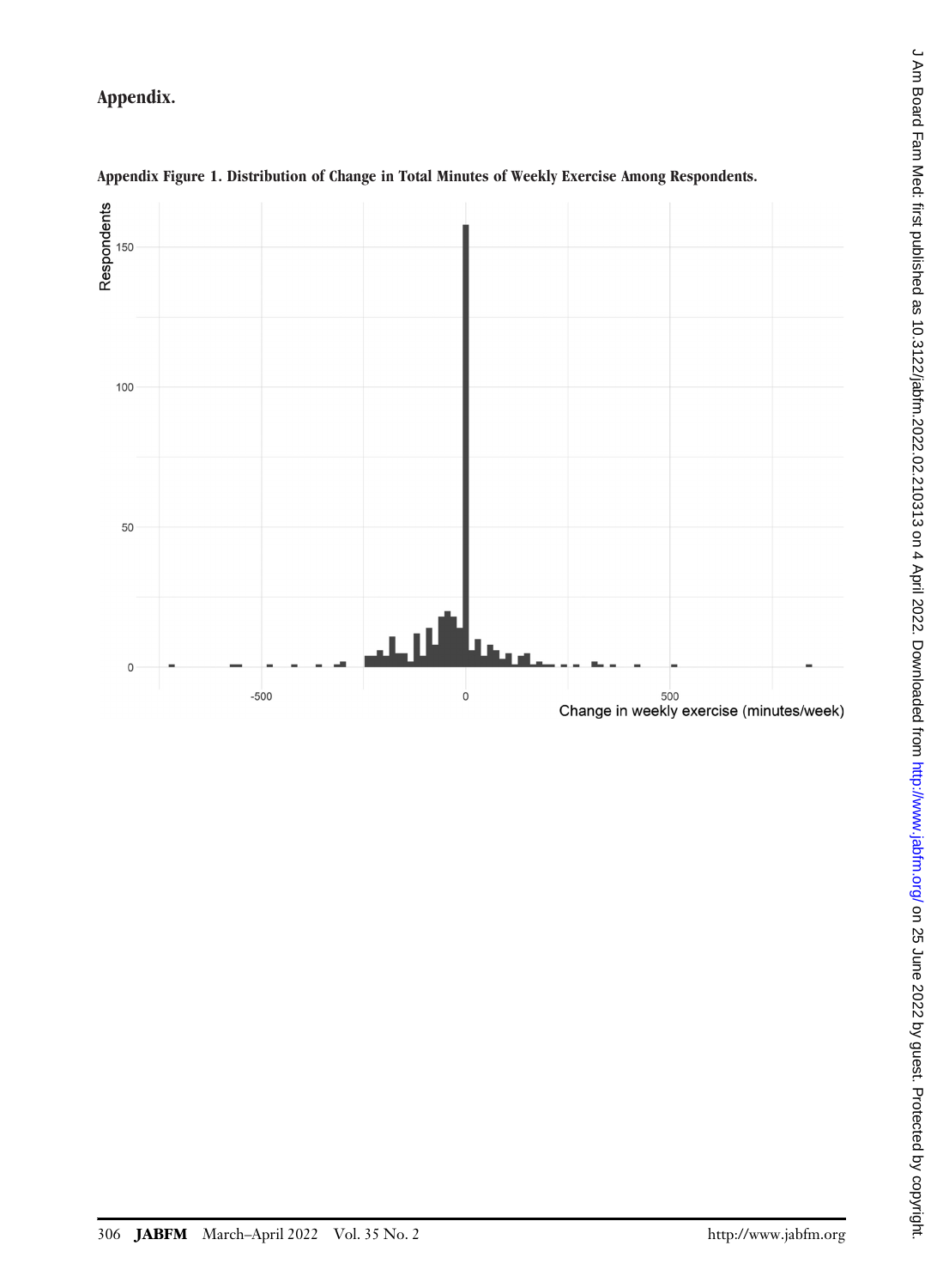## Appendix.

**Appendix Figure 1. Distribution of Change in Total Minutes of Weekly Exercise Among Respondents.**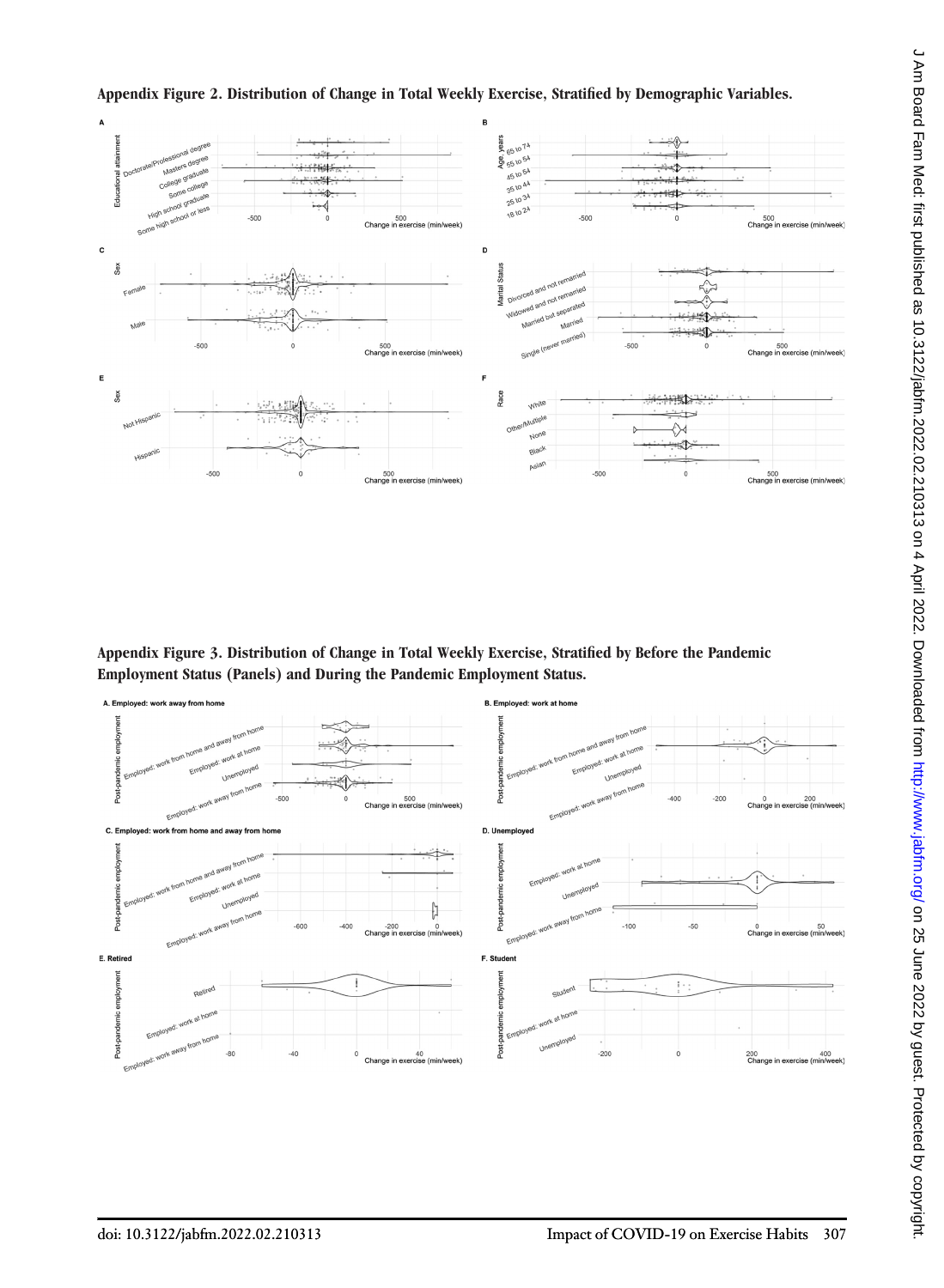**Appendix Figure 2. Distribution of Change in Total Weekly Exercise, Stratified by Demographic Variables.**

**Appendix Figure 3. Distribution of Change in Total Weekly Exercise, Stratified by Before the Pandemic Employment Status (Panels) and During the Pandemic Employment Status.**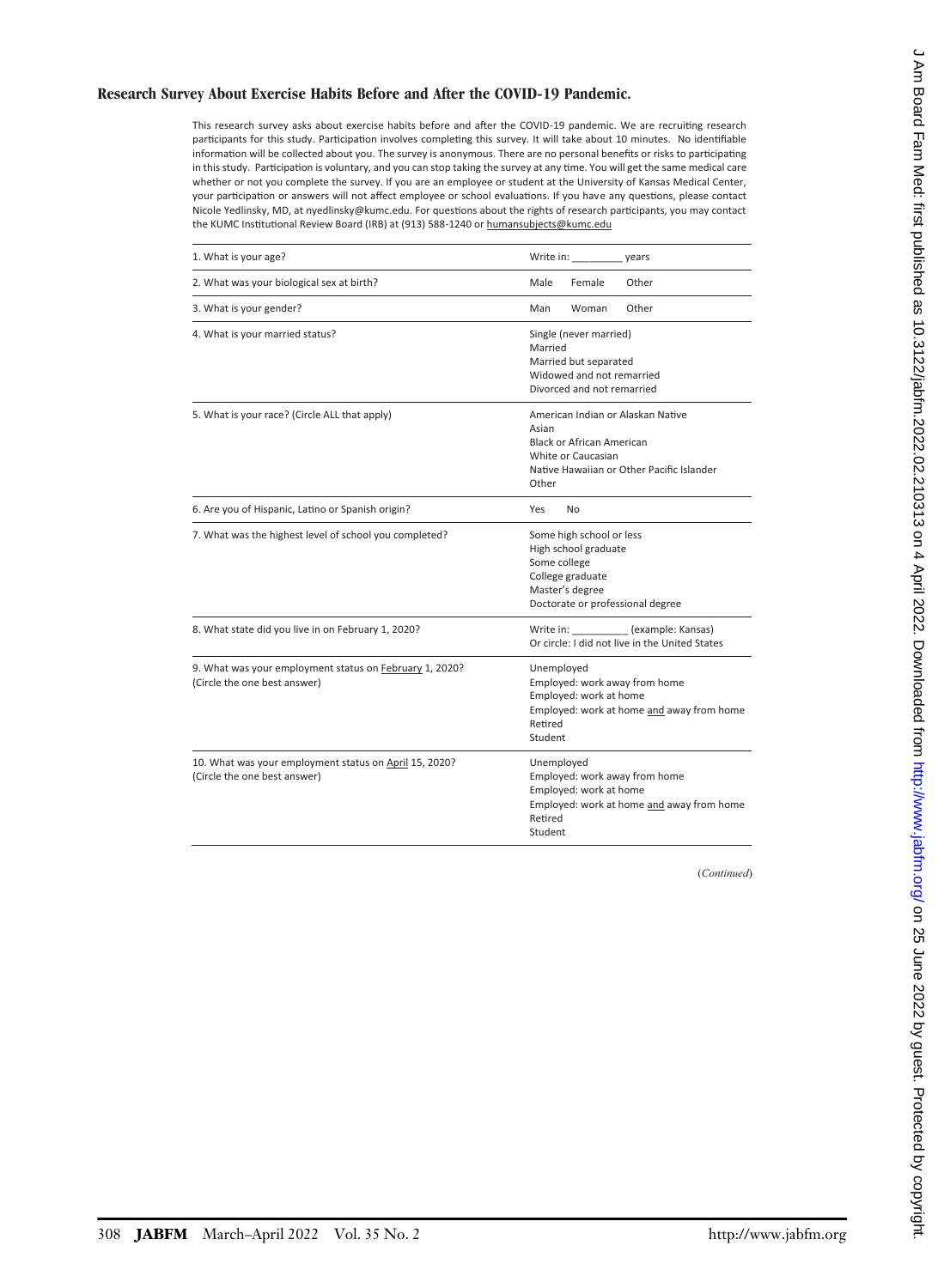## Research Survey About Exercise Habits Before and After the COVID-19 Pandemic.

This research survey asks about exercise habits before and after the COVID-19 pandemic. We are recruiting research participants for this study. Participation involves completing this survey. It will take about 10 minutes. No identifiable information will be collected about you. The survey is anonymous. There are no personal benefits or risks to participating in this study. Participation is voluntary, and you can stop taking the survey at any time. You will get the same medical care whether or not you complete the survey. If you are an employee or student at the University of Kansas Medical Center, your participation or answers will not affect employee or school evaluations. If you have any questions, please contact Nicole Yedlinsky, MD, at nyedlinsky@kumc.edu. For questions about the rights of research participants, you may contact the KUMC Institutional Review Board (IRB) at (913) 588-1240 or humansubjects@kumc.edu

| | |
|---|---|
| 1. What is your age? | Write in: _________ years |
| 2. What was your biological sex at birth? | Male Female Other |
| 3. What is your gender? | Man Woman Other |
| 4. What is your married status? | Single (never married)<br>Married<br>Married but separated<br>Widowed and not remarried<br>Divorced and not remarried |
| 5. What is your race? (Circle ALL that apply) | American Indian or Alaskan Native<br>Asian<br>Black or African American<br>White or Caucasian<br>Native Hawaiian or Other Pacific Islander<br>Other |
| 6. Are you of Hispanic, Latino or Spanish origin? | Yes No |
| 7. What was the highest level of school you completed? | Some high school or less<br>High school graduate<br>Some college<br>College graduate<br>Master's degree<br>Doctorate or professional degree |
| 8. What state did you live in on February 1, 2020? | Write in: _________ (example: Kansas)<br>Or circle: I did not live in the United States |
| 9. What was your employment status on February 1, 2020? (Circle the one best answer) | Unemployed<br>Employed: work away from home<br>Employed: work at home<br>Employed: work at home and away from home<br>Retired<br>Student |
| 10. What was your employment status on April 15, 2020? (Circle the one best answer) | Unemployed<br>Employed: work away from home<br>Employed: work at home<br>Employed: work at home and away from home<br>Retired<br>Student |

(*Continued*)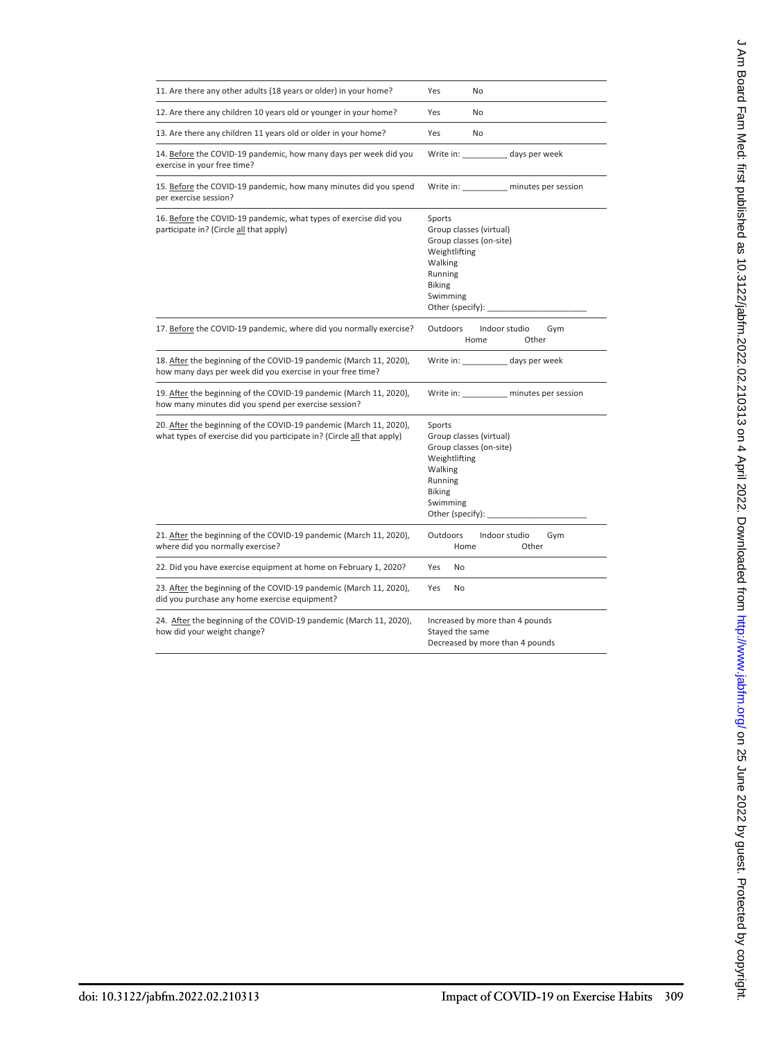| | |
|---|---|
| 11. Are there any other adults (18 years or older) in your home? | Yes No |
| 12. Are there any children 10 years old or younger in your home? | Yes No |
| 13. Are there any children 11 years old or older in your home? | Yes No |
| 14. Before the COVID-19 pandemic, how many days per week did you exercise in your free time? | Write in: __________ days per week |
| 15. Before the COVID-19 pandemic, how many minutes did you spend per exercise session? | Write in: __________ minutes per session |
| 16. Before the COVID-19 pandemic, what types of exercise did you participate in? (Circle all that apply) | Sports<br>Group classes (virtual)<br>Group classes (on-site)<br>Weightlifting<br>Walking<br>Running<br>Biking<br>Swimming<br>Other (specify): ______________________ |
| 17. Before the COVID-19 pandemic, where did you normally exercise? | Outdoors Indoor studio Gym Home Other |
| 18. After the beginning of the COVID-19 pandemic (March 11, 2020), how many days per week did you exercise in your free time? | Write in: __________ days per week |
| 19. After the beginning of the COVID-19 pandemic (March 11, 2020), how many minutes did you spend per exercise session? | Write in: __________ minutes per session |
| 20. After the beginning of the COVID-19 pandemic (March 11, 2020), what types of exercise did you participate in? (Circle all that apply) | Sports<br>Group classes (virtual)<br>Group classes (on-site)<br>Weightlifting<br>Walking<br>Running<br>Biking<br>Swimming<br>Other (specify): ______________________ |
| 21. After the beginning of the COVID-19 pandemic (March 11, 2020), where did you normally exercise? | Outdoors Indoor studio Gym Home Other |
| 22. Did you have exercise equipment at home on February 1, 2020? | Yes No |
| 23. After the beginning of the COVID-19 pandemic (March 11, 2020), did you purchase any home exercise equipment? | Yes No |
| 24. After the beginning of the COVID-19 pandemic (March 11, 2020), how did your weight change? | Increased by more than 4 pounds<br>Stayed the same<br>Decreased by more than 4 pounds |